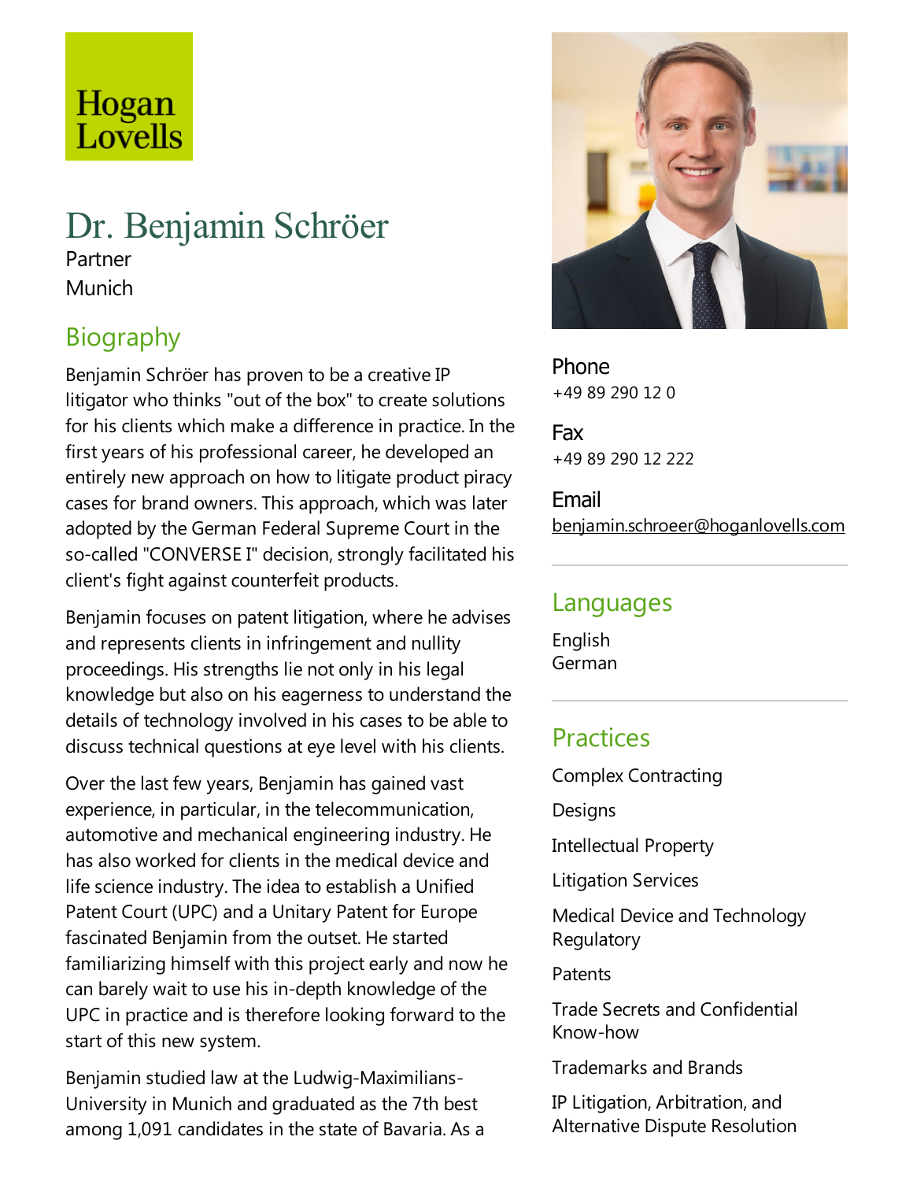Hogan Lovells

# Dr. Benjamin Schröer

Partner

Munich

## Biography

Benjamin Schröer has proven to be a creative IP litigator who thinks "out of the box" to create solutions for his clients which make a difference in practice. In the first years of his professional career, he developed an entirely new approach on how to litigate product piracy cases for brand owners. This approach, which was later adopted by the German Federal Supreme Court in the so-called "CONVERSE I" decision, strongly facilitated his client's fight against counterfeit products.

Benjamin focuses on patent litigation, where he advises and represents clients in infringement and nullity proceedings. His strengths lie not only in his legal knowledge but also on his eagerness to understand the details of technology involved in his cases to be able to discuss technical questions at eye level with his clients.

Over the last few years, Benjamin has gained vast experience, in particular, in the telecommunication, automotive and mechanical engineering industry. He has also worked for clients in the medical device and life science industry. The idea to establish a Unified Patent Court (UPC) and a Unitary Patent for Europe fascinated Benjamin from the outset. He started familiarizing himself with this project early and now he can barely wait to use his in-depth knowledge of the UPC in practice and is therefore looking forward to the start of this new system.

Benjamin studied law at the Ludwig-Maximilians-University in Munich and graduated as the 7th best among 1,091 candidates in the state of Bavaria. As a

**Phone**
+49 89 290 12 0

**Fax**
+49 89 290 12 222

**Email**
benjamin.schroeer@hoganlovells.com

## Languages

English
German

## Practices

Complex Contracting

Designs

Intellectual Property

Litigation Services

Medical Device and Technology Regulatory

Patents

Trade Secrets and Confidential Know-how

Trademarks and Brands

IP Litigation, Arbitration, and Alternative Dispute Resolution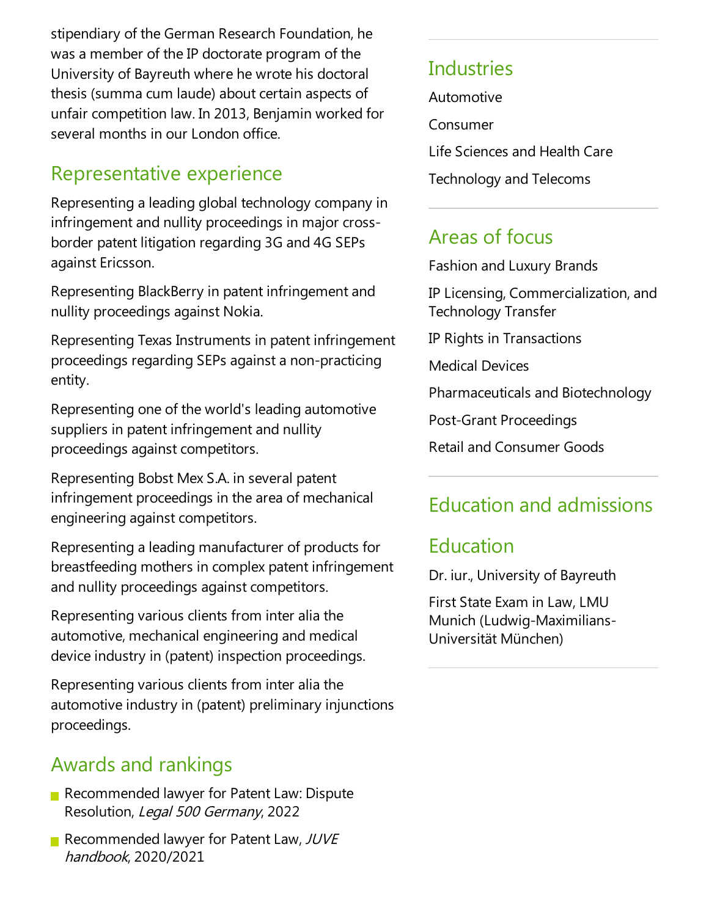stipendiary of the German Research Foundation, he was a member of the IP doctorate program of the University of Bayreuth where he wrote his doctoral thesis (summa cum laude) about certain aspects of unfair competition law. In 2013, Benjamin worked for several months in our London office.

## Representative experience

Representing a leading global technology company in infringement and nullity proceedings in major cross-border patent litigation regarding 3G and 4G SEPs against Ericsson.

Representing BlackBerry in patent infringement and nullity proceedings against Nokia.

Representing Texas Instruments in patent infringement proceedings regarding SEPs against a non-practicing entity.

Representing one of the world's leading automotive suppliers in patent infringement and nullity proceedings against competitors.

Representing Bobst Mex S.A. in several patent infringement proceedings in the area of mechanical engineering against competitors.

Representing a leading manufacturer of products for breastfeeding mothers in complex patent infringement and nullity proceedings against competitors.

Representing various clients from inter alia the automotive, mechanical engineering and medical device industry in (patent) inspection proceedings.

Representing various clients from inter alia the automotive industry in (patent) preliminary injunctions proceedings.

## Awards and rankings

- Recommended lawyer for Patent Law: Dispute Resolution, *Legal 500 Germany*, 2022
- Recommended lawyer for Patent Law, *JUVE handbook*, 2020/2021

## Industries

Automotive

Consumer

Life Sciences and Health Care

Technology and Telecoms

## Areas of focus

Fashion and Luxury Brands

IP Licensing, Commercialization, and Technology Transfer

IP Rights in Transactions

Medical Devices

Pharmaceuticals and Biotechnology

Post-Grant Proceedings

Retail and Consumer Goods

## Education and admissions

## Education

Dr. iur., University of Bayreuth

First State Exam in Law, LMU Munich (Ludwig-Maximilians-Universität München)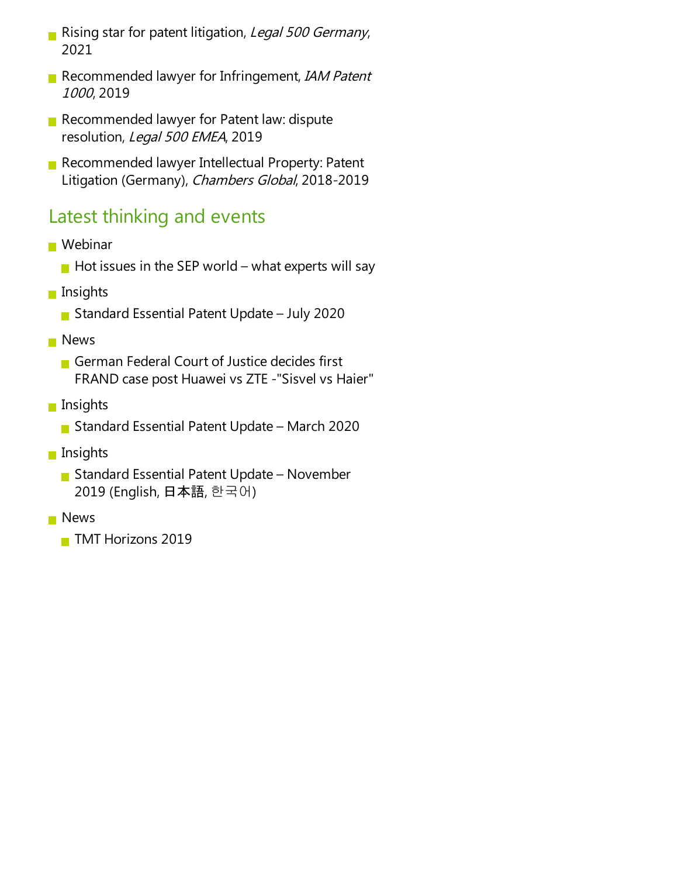- Rising star for patent litigation, *Legal 500 Germany*, 2021
- Recommended lawyer for Infringement, *IAM Patent 1000*, 2019
- Recommended lawyer for Patent law: dispute resolution, *Legal 500 EMEA*, 2019
- Recommended lawyer Intellectual Property: Patent Litigation (Germany), *Chambers Global*, 2018-2019

## Latest thinking and events

- Webinar
  - Hot issues in the SEP world – what experts will say
- Insights
  - Standard Essential Patent Update – July 2020
- News
  - German Federal Court of Justice decides first FRAND case post Huawei vs ZTE -"Sisvel vs Haier"
- Insights
  - Standard Essential Patent Update – March 2020
- Insights
  - Standard Essential Patent Update – November 2019 (English, 日本語, 한국어)
- News
  - TMT Horizons 2019